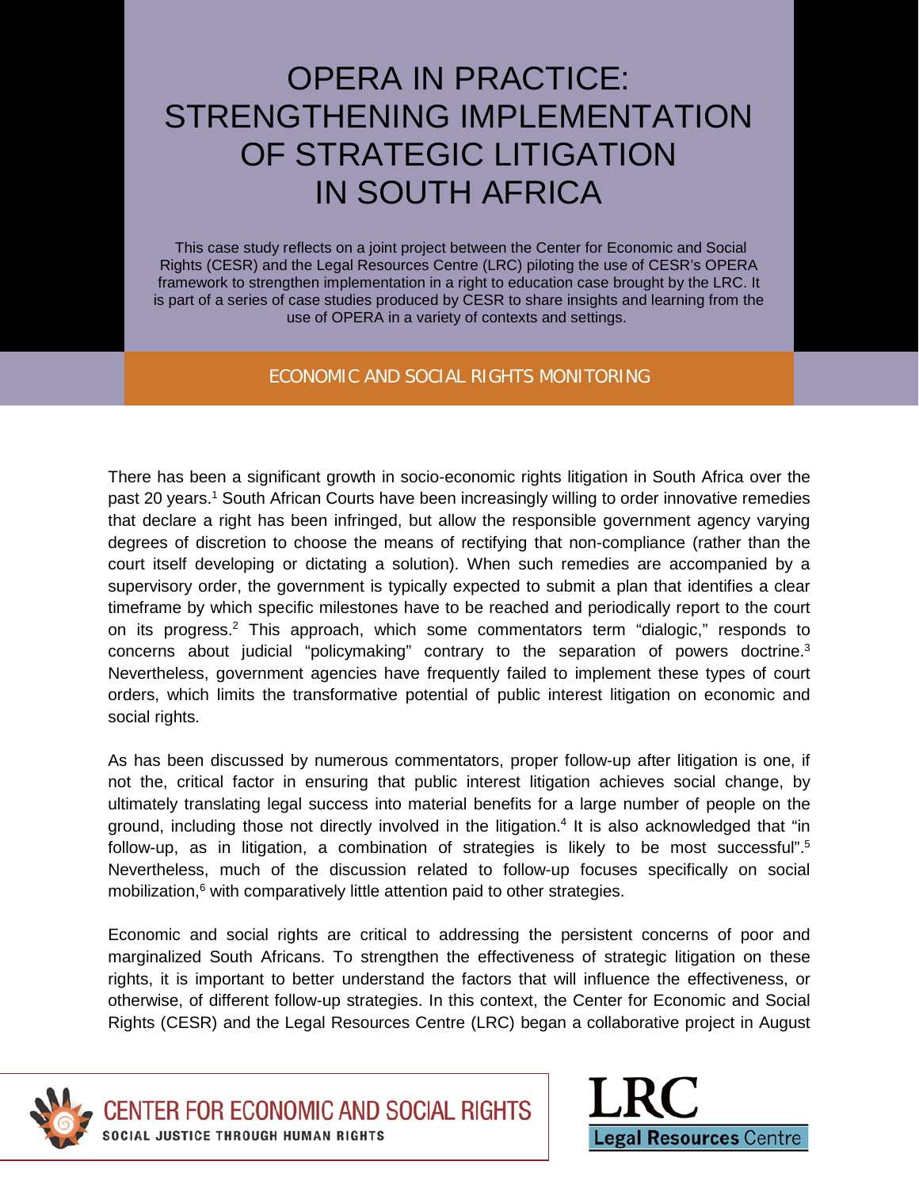# OPERA IN PRACTICE: STRENGTHENING IMPLEMENTATION OF STRATEGIC LITIGATION IN SOUTH AFRICA

This case study reflects on a joint project between the Center for Economic and Social Rights (CESR) and the Legal Resources Centre (LRC) piloting the use of CESR's OPERA framework to strengthen implementation in a right to education case brought by the LRC. It is part of a series of case studies produced by CESR to share insights and learning from the use of OPERA in a variety of contexts and settings.

ECONOMIC AND SOCIAL RIGHTS MONITORING

There has been a significant growth in socio-economic rights litigation in South Africa over the past 20 years.[1] South African Courts have been increasingly willing to order innovative remedies that declare a right has been infringed, but allow the responsible government agency varying degrees of discretion to choose the means of rectifying that non-compliance (rather than the court itself developing or dictating a solution). When such remedies are accompanied by a supervisory order, the government is typically expected to submit a plan that identifies a clear timeframe by which specific milestones have to be reached and periodically report to the court on its progress.[2] This approach, which some commentators term "dialogic," responds to concerns about judicial "policymaking" contrary to the separation of powers doctrine.[3] Nevertheless, government agencies have frequently failed to implement these types of court orders, which limits the transformative potential of public interest litigation on economic and social rights.

As has been discussed by numerous commentators, proper follow-up after litigation is one, if not the, critical factor in ensuring that public interest litigation achieves social change, by ultimately translating legal success into material benefits for a large number of people on the ground, including those not directly involved in the litigation.[4] It is also acknowledged that "in follow-up, as in litigation, a combination of strategies is likely to be most successful".[5] Nevertheless, much of the discussion related to follow-up focuses specifically on social mobilization,[6] with comparatively little attention paid to other strategies.

Economic and social rights are critical to addressing the persistent concerns of poor and marginalized South Africans. To strengthen the effectiveness of strategic litigation on these rights, it is important to better understand the factors that will influence the effectiveness, or otherwise, of different follow-up strategies. In this context, the Center for Economic and Social Rights (CESR) and the Legal Resources Centre (LRC) began a collaborative project in August

CENTER FOR ECONOMIC AND SOCIAL RIGHTS
SOCIAL JUSTICE THROUGH HUMAN RIGHTS

LRC
Legal Resources Centre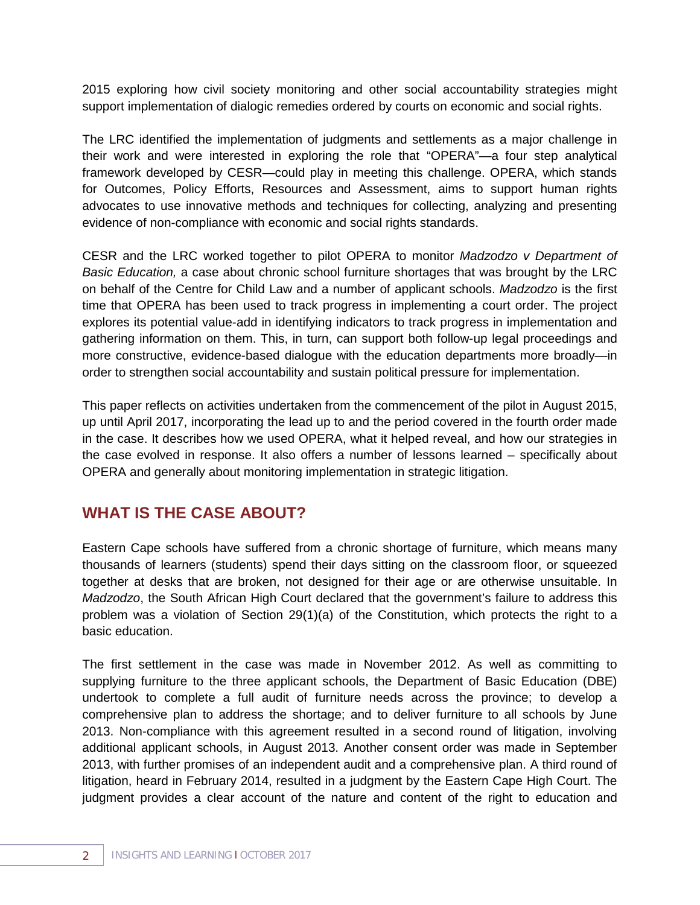2015 exploring how civil society monitoring and other social accountability strategies might support implementation of dialogic remedies ordered by courts on economic and social rights.

The LRC identified the implementation of judgments and settlements as a major challenge in their work and were interested in exploring the role that "OPERA"—a four step analytical framework developed by CESR—could play in meeting this challenge. OPERA, which stands for Outcomes, Policy Efforts, Resources and Assessment, aims to support human rights advocates to use innovative methods and techniques for collecting, analyzing and presenting evidence of non-compliance with economic and social rights standards.

CESR and the LRC worked together to pilot OPERA to monitor *Madzodzo v Department of Basic Education,* a case about chronic school furniture shortages that was brought by the LRC on behalf of the Centre for Child Law and a number of applicant schools. *Madzodzo* is the first time that OPERA has been used to track progress in implementing a court order. The project explores its potential value-add in identifying indicators to track progress in implementation and gathering information on them. This, in turn, can support both follow-up legal proceedings and more constructive, evidence-based dialogue with the education departments more broadly—in order to strengthen social accountability and sustain political pressure for implementation.

This paper reflects on activities undertaken from the commencement of the pilot in August 2015, up until April 2017, incorporating the lead up to and the period covered in the fourth order made in the case. It describes how we used OPERA, what it helped reveal, and how our strategies in the case evolved in response. It also offers a number of lessons learned – specifically about OPERA and generally about monitoring implementation in strategic litigation.

## WHAT IS THE CASE ABOUT?

Eastern Cape schools have suffered from a chronic shortage of furniture, which means many thousands of learners (students) spend their days sitting on the classroom floor, or squeezed together at desks that are broken, not designed for their age or are otherwise unsuitable. In *Madzodzo*, the South African High Court declared that the government's failure to address this problem was a violation of Section 29(1)(a) of the Constitution, which protects the right to a basic education.

The first settlement in the case was made in November 2012. As well as committing to supplying furniture to the three applicant schools, the Department of Basic Education (DBE) undertook to complete a full audit of furniture needs across the province; to develop a comprehensive plan to address the shortage; and to deliver furniture to all schools by June 2013. Non-compliance with this agreement resulted in a second round of litigation, involving additional applicant schools, in August 2013. Another consent order was made in September 2013, with further promises of an independent audit and a comprehensive plan. A third round of litigation, heard in February 2014, resulted in a judgment by the Eastern Cape High Court. The judgment provides a clear account of the nature and content of the right to education and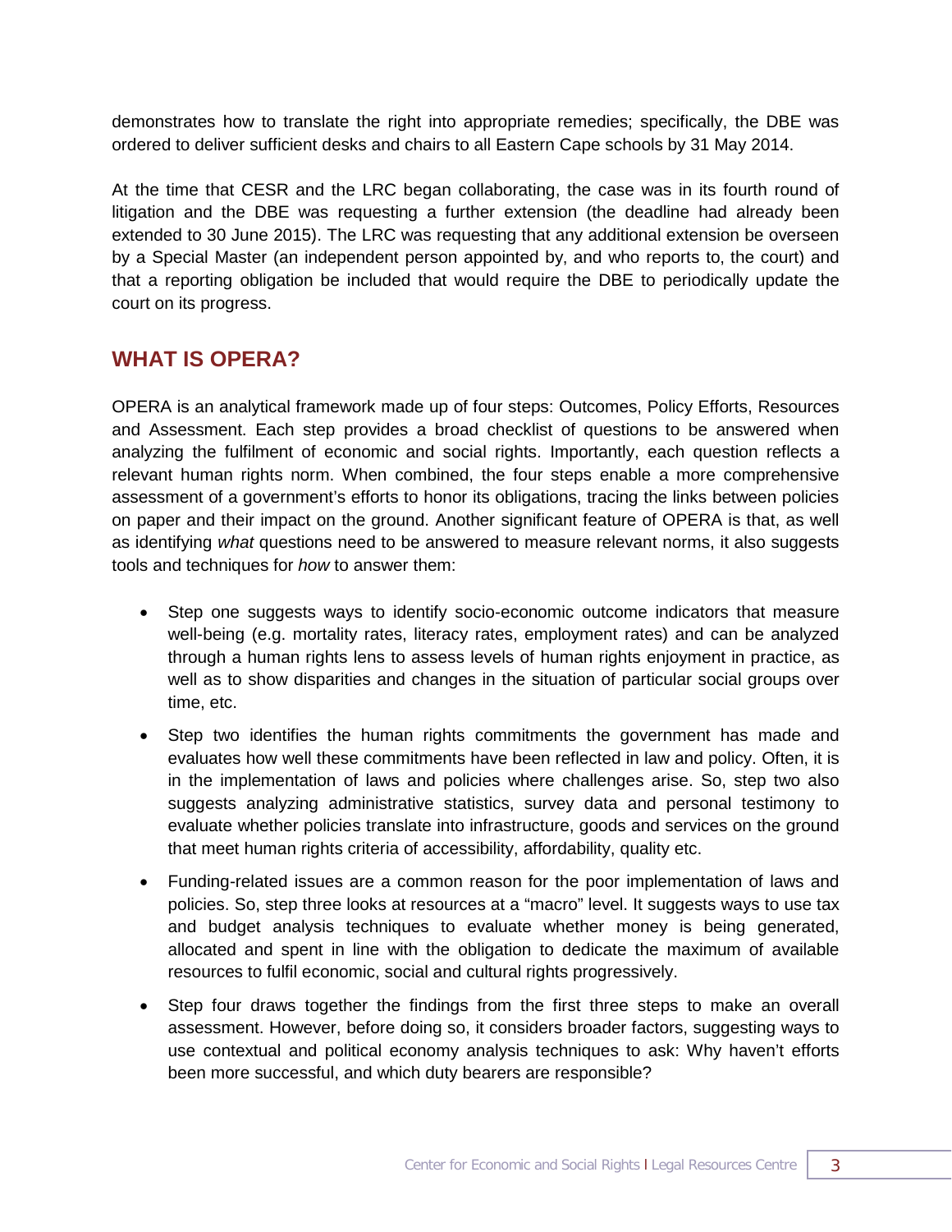demonstrates how to translate the right into appropriate remedies; specifically, the DBE was ordered to deliver sufficient desks and chairs to all Eastern Cape schools by 31 May 2014.

At the time that CESR and the LRC began collaborating, the case was in its fourth round of litigation and the DBE was requesting a further extension (the deadline had already been extended to 30 June 2015). The LRC was requesting that any additional extension be overseen by a Special Master (an independent person appointed by, and who reports to, the court) and that a reporting obligation be included that would require the DBE to periodically update the court on its progress.

## WHAT IS OPERA?

OPERA is an analytical framework made up of four steps: Outcomes, Policy Efforts, Resources and Assessment. Each step provides a broad checklist of questions to be answered when analyzing the fulfilment of economic and social rights. Importantly, each question reflects a relevant human rights norm. When combined, the four steps enable a more comprehensive assessment of a government's efforts to honor its obligations, tracing the links between policies on paper and their impact on the ground. Another significant feature of OPERA is that, as well as identifying *what* questions need to be answered to measure relevant norms, it also suggests tools and techniques for *how* to answer them:

- Step one suggests ways to identify socio-economic outcome indicators that measure well-being (e.g. mortality rates, literacy rates, employment rates) and can be analyzed through a human rights lens to assess levels of human rights enjoyment in practice, as well as to show disparities and changes in the situation of particular social groups over time, etc.
- Step two identifies the human rights commitments the government has made and evaluates how well these commitments have been reflected in law and policy. Often, it is in the implementation of laws and policies where challenges arise. So, step two also suggests analyzing administrative statistics, survey data and personal testimony to evaluate whether policies translate into infrastructure, goods and services on the ground that meet human rights criteria of accessibility, affordability, quality etc.
- Funding-related issues are a common reason for the poor implementation of laws and policies. So, step three looks at resources at a "macro" level. It suggests ways to use tax and budget analysis techniques to evaluate whether money is being generated, allocated and spent in line with the obligation to dedicate the maximum of available resources to fulfil economic, social and cultural rights progressively.
- Step four draws together the findings from the first three steps to make an overall assessment. However, before doing so, it considers broader factors, suggesting ways to use contextual and political economy analysis techniques to ask: Why haven't efforts been more successful, and which duty bearers are responsible?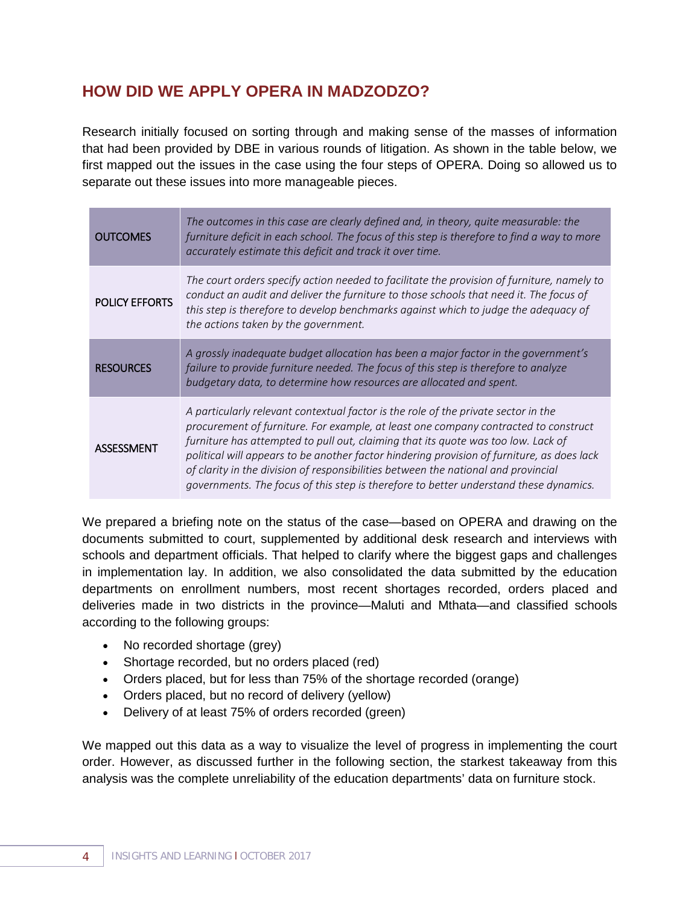## HOW DID WE APPLY OPERA IN MADZODZO?

Research initially focused on sorting through and making sense of the masses of information that had been provided by DBE in various rounds of litigation. As shown in the table below, we first mapped out the issues in the case using the four steps of OPERA. Doing so allowed us to separate out these issues into more manageable pieces.

| | |
|---|---|
| OUTCOMES | *The outcomes in this case are clearly defined and, in theory, quite measurable: the furniture deficit in each school. The focus of this step is therefore to find a way to more accurately estimate this deficit and track it over time.* |
| POLICY EFFORTS | *The court orders specify action needed to facilitate the provision of furniture, namely to conduct an audit and deliver the furniture to those schools that need it. The focus of this step is therefore to develop benchmarks against which to judge the adequacy of the actions taken by the government.* |
| RESOURCES | *A grossly inadequate budget allocation has been a major factor in the government's failure to provide furniture needed. The focus of this step is therefore to analyze budgetary data, to determine how resources are allocated and spent.* |
| ASSESSMENT | *A particularly relevant contextual factor is the role of the private sector in the procurement of furniture. For example, at least one company contracted to construct furniture has attempted to pull out, claiming that its quote was too low. Lack of political will appears to be another factor hindering provision of furniture, as does lack of clarity in the division of responsibilities between the national and provincial governments. The focus of this step is therefore to better understand these dynamics.* |

We prepared a briefing note on the status of the case—based on OPERA and drawing on the documents submitted to court, supplemented by additional desk research and interviews with schools and department officials. That helped to clarify where the biggest gaps and challenges in implementation lay. In addition, we also consolidated the data submitted by the education departments on enrollment numbers, most recent shortages recorded, orders placed and deliveries made in two districts in the province—Maluti and Mthata—and classified schools according to the following groups:

- No recorded shortage (grey)
- Shortage recorded, but no orders placed (red)
- Orders placed, but for less than 75% of the shortage recorded (orange)
- Orders placed, but no record of delivery (yellow)
- Delivery of at least 75% of orders recorded (green)

We mapped out this data as a way to visualize the level of progress in implementing the court order. However, as discussed further in the following section, the starkest takeaway from this analysis was the complete unreliability of the education departments' data on furniture stock.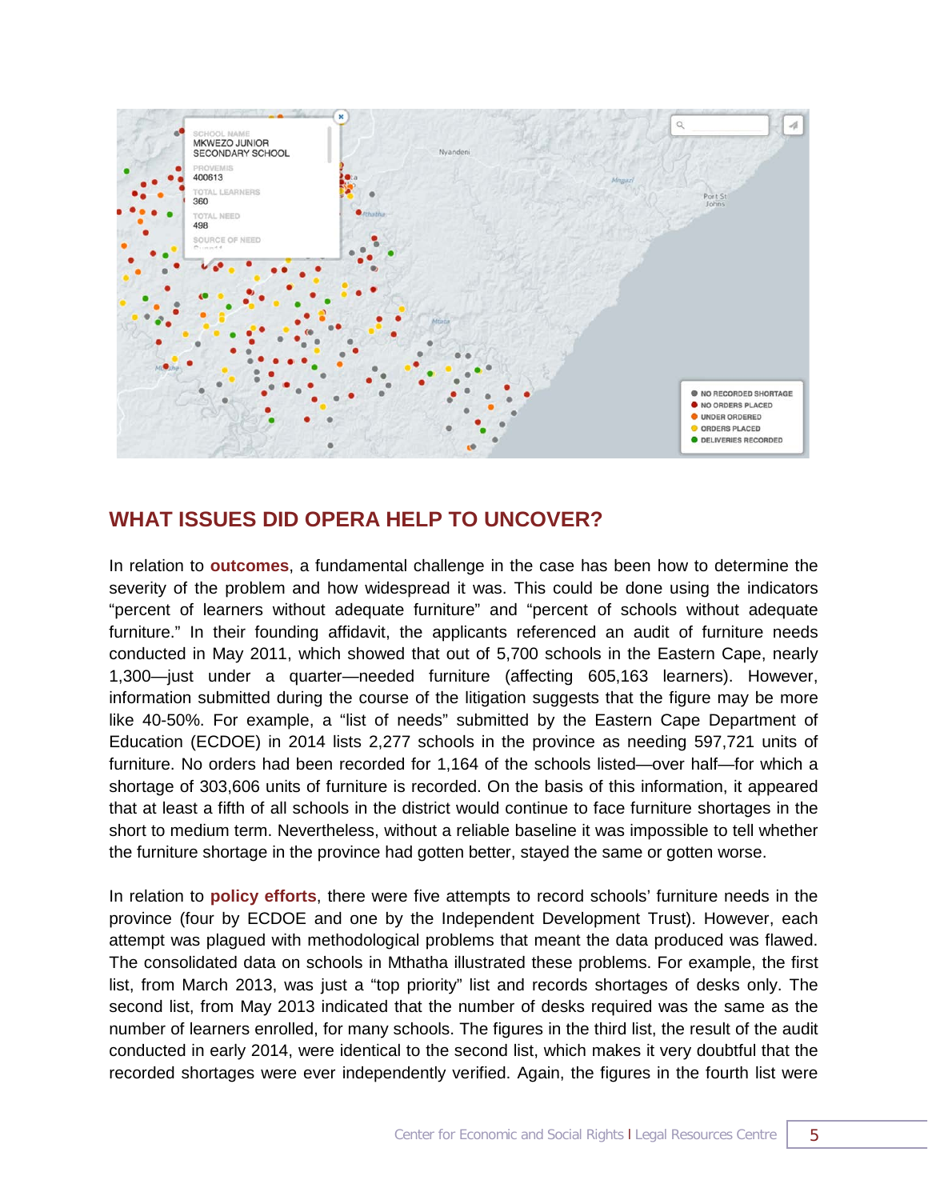## WHAT ISSUES DID OPERA HELP TO UNCOVER?

In relation to **outcomes**, a fundamental challenge in the case has been how to determine the severity of the problem and how widespread it was. This could be done using the indicators "percent of learners without adequate furniture" and "percent of schools without adequate furniture." In their founding affidavit, the applicants referenced an audit of furniture needs conducted in May 2011, which showed that out of 5,700 schools in the Eastern Cape, nearly 1,300—just under a quarter—needed furniture (affecting 605,163 learners). However, information submitted during the course of the litigation suggests that the figure may be more like 40-50%. For example, a "list of needs" submitted by the Eastern Cape Department of Education (ECDOE) in 2014 lists 2,277 schools in the province as needing 597,721 units of furniture. No orders had been recorded for 1,164 of the schools listed—over half—for which a shortage of 303,606 units of furniture is recorded. On the basis of this information, it appeared that at least a fifth of all schools in the district would continue to face furniture shortages in the short to medium term. Nevertheless, without a reliable baseline it was impossible to tell whether the furniture shortage in the province had gotten better, stayed the same or gotten worse.

In relation to **policy efforts**, there were five attempts to record schools' furniture needs in the province (four by ECDOE and one by the Independent Development Trust). However, each attempt was plagued with methodological problems that meant the data produced was flawed. The consolidated data on schools in Mthatha illustrated these problems. For example, the first list, from March 2013, was just a "top priority" list and records shortages of desks only. The second list, from May 2013 indicated that the number of desks required was the same as the number of learners enrolled, for many schools. The figures in the third list, the result of the audit conducted in early 2014, were identical to the second list, which makes it very doubtful that the recorded shortages were ever independently verified. Again, the figures in the fourth list were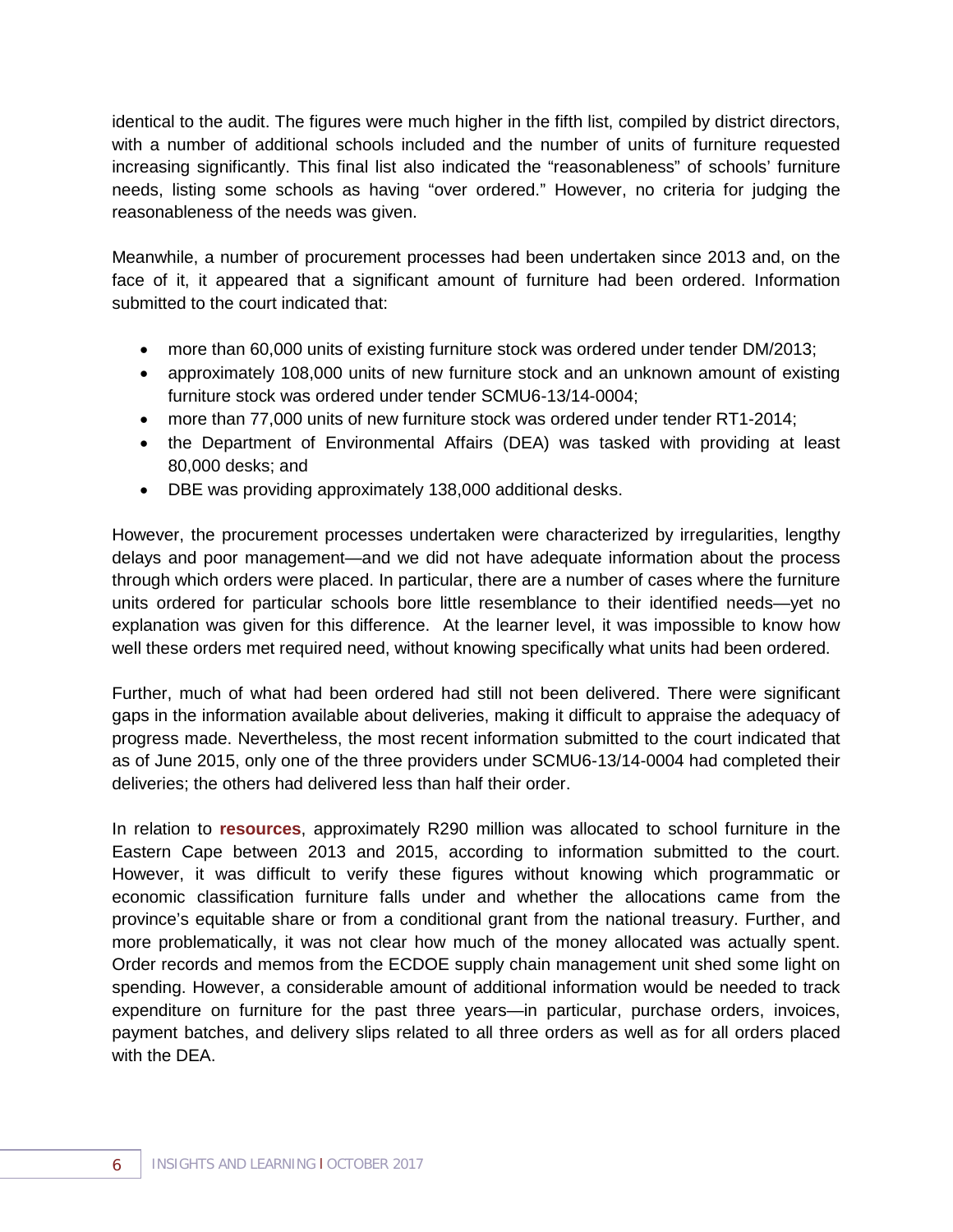identical to the audit. The figures were much higher in the fifth list, compiled by district directors, with a number of additional schools included and the number of units of furniture requested increasing significantly. This final list also indicated the "reasonableness" of schools' furniture needs, listing some schools as having "over ordered." However, no criteria for judging the reasonableness of the needs was given.

Meanwhile, a number of procurement processes had been undertaken since 2013 and, on the face of it, it appeared that a significant amount of furniture had been ordered. Information submitted to the court indicated that:

- more than 60,000 units of existing furniture stock was ordered under tender DM/2013;
- approximately 108,000 units of new furniture stock and an unknown amount of existing furniture stock was ordered under tender SCMU6-13/14-0004;
- more than 77,000 units of new furniture stock was ordered under tender RT1-2014;
- the Department of Environmental Affairs (DEA) was tasked with providing at least 80,000 desks; and
- DBE was providing approximately 138,000 additional desks.

However, the procurement processes undertaken were characterized by irregularities, lengthy delays and poor management—and we did not have adequate information about the process through which orders were placed. In particular, there are a number of cases where the furniture units ordered for particular schools bore little resemblance to their identified needs—yet no explanation was given for this difference. At the learner level, it was impossible to know how well these orders met required need, without knowing specifically what units had been ordered.

Further, much of what had been ordered had still not been delivered. There were significant gaps in the information available about deliveries, making it difficult to appraise the adequacy of progress made. Nevertheless, the most recent information submitted to the court indicated that as of June 2015, only one of the three providers under SCMU6-13/14-0004 had completed their deliveries; the others had delivered less than half their order.

In relation to **resources**, approximately R290 million was allocated to school furniture in the Eastern Cape between 2013 and 2015, according to information submitted to the court. However, it was difficult to verify these figures without knowing which programmatic or economic classification furniture falls under and whether the allocations came from the province's equitable share or from a conditional grant from the national treasury. Further, and more problematically, it was not clear how much of the money allocated was actually spent. Order records and memos from the ECDOE supply chain management unit shed some light on spending. However, a considerable amount of additional information would be needed to track expenditure on furniture for the past three years—in particular, purchase orders, invoices, payment batches, and delivery slips related to all three orders as well as for all orders placed with the DEA.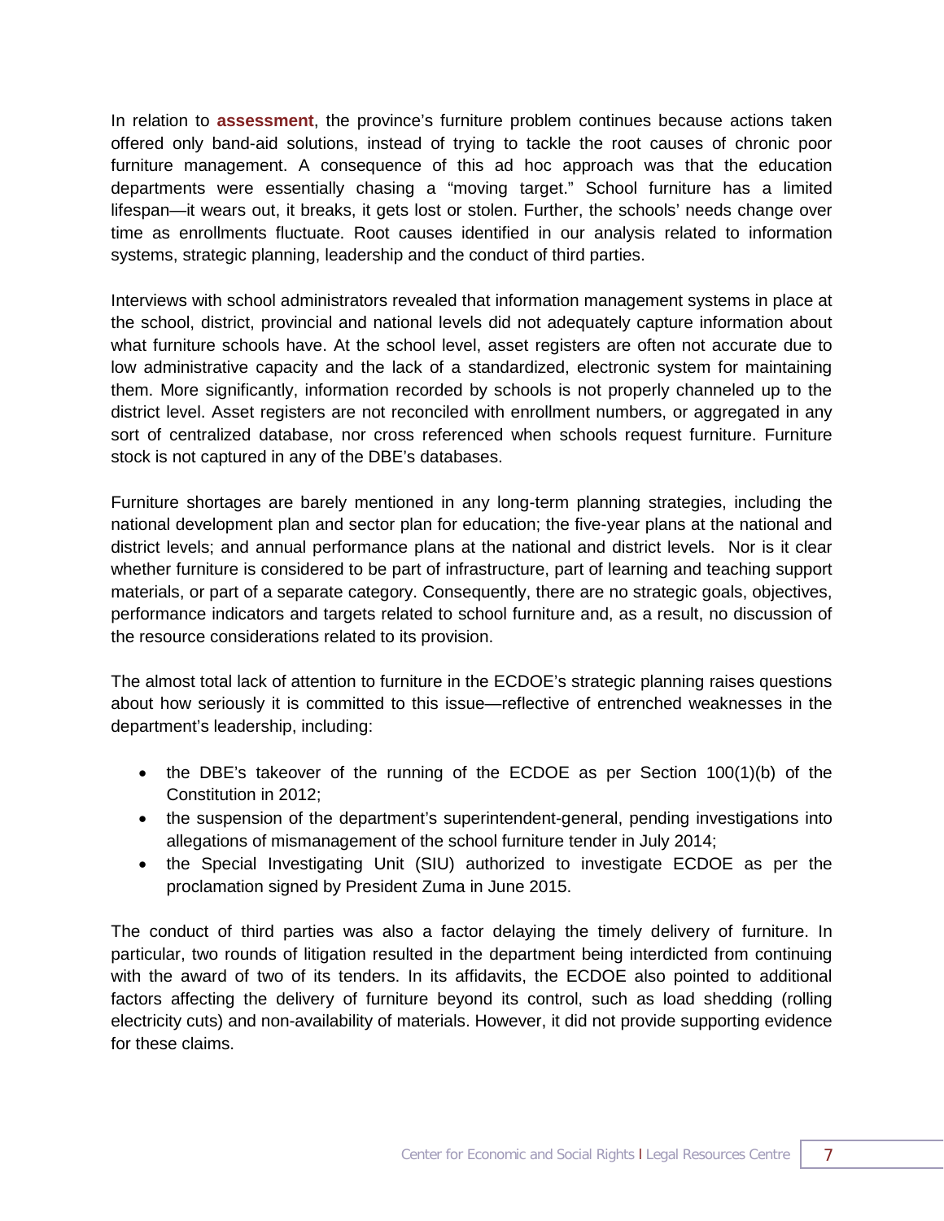In relation to **assessment**, the province's furniture problem continues because actions taken offered only band-aid solutions, instead of trying to tackle the root causes of chronic poor furniture management. A consequence of this ad hoc approach was that the education departments were essentially chasing a "moving target." School furniture has a limited lifespan—it wears out, it breaks, it gets lost or stolen. Further, the schools' needs change over time as enrollments fluctuate. Root causes identified in our analysis related to information systems, strategic planning, leadership and the conduct of third parties.

Interviews with school administrators revealed that information management systems in place at the school, district, provincial and national levels did not adequately capture information about what furniture schools have. At the school level, asset registers are often not accurate due to low administrative capacity and the lack of a standardized, electronic system for maintaining them. More significantly, information recorded by schools is not properly channeled up to the district level. Asset registers are not reconciled with enrollment numbers, or aggregated in any sort of centralized database, nor cross referenced when schools request furniture. Furniture stock is not captured in any of the DBE's databases.

Furniture shortages are barely mentioned in any long-term planning strategies, including the national development plan and sector plan for education; the five-year plans at the national and district levels; and annual performance plans at the national and district levels. Nor is it clear whether furniture is considered to be part of infrastructure, part of learning and teaching support materials, or part of a separate category. Consequently, there are no strategic goals, objectives, performance indicators and targets related to school furniture and, as a result, no discussion of the resource considerations related to its provision.

The almost total lack of attention to furniture in the ECDOE's strategic planning raises questions about how seriously it is committed to this issue—reflective of entrenched weaknesses in the department's leadership, including:

- the DBE's takeover of the running of the ECDOE as per Section 100(1)(b) of the Constitution in 2012;
- the suspension of the department's superintendent-general, pending investigations into allegations of mismanagement of the school furniture tender in July 2014;
- the Special Investigating Unit (SIU) authorized to investigate ECDOE as per the proclamation signed by President Zuma in June 2015.

The conduct of third parties was also a factor delaying the timely delivery of furniture. In particular, two rounds of litigation resulted in the department being interdicted from continuing with the award of two of its tenders. In its affidavits, the ECDOE also pointed to additional factors affecting the delivery of furniture beyond its control, such as load shedding (rolling electricity cuts) and non-availability of materials. However, it did not provide supporting evidence for these claims.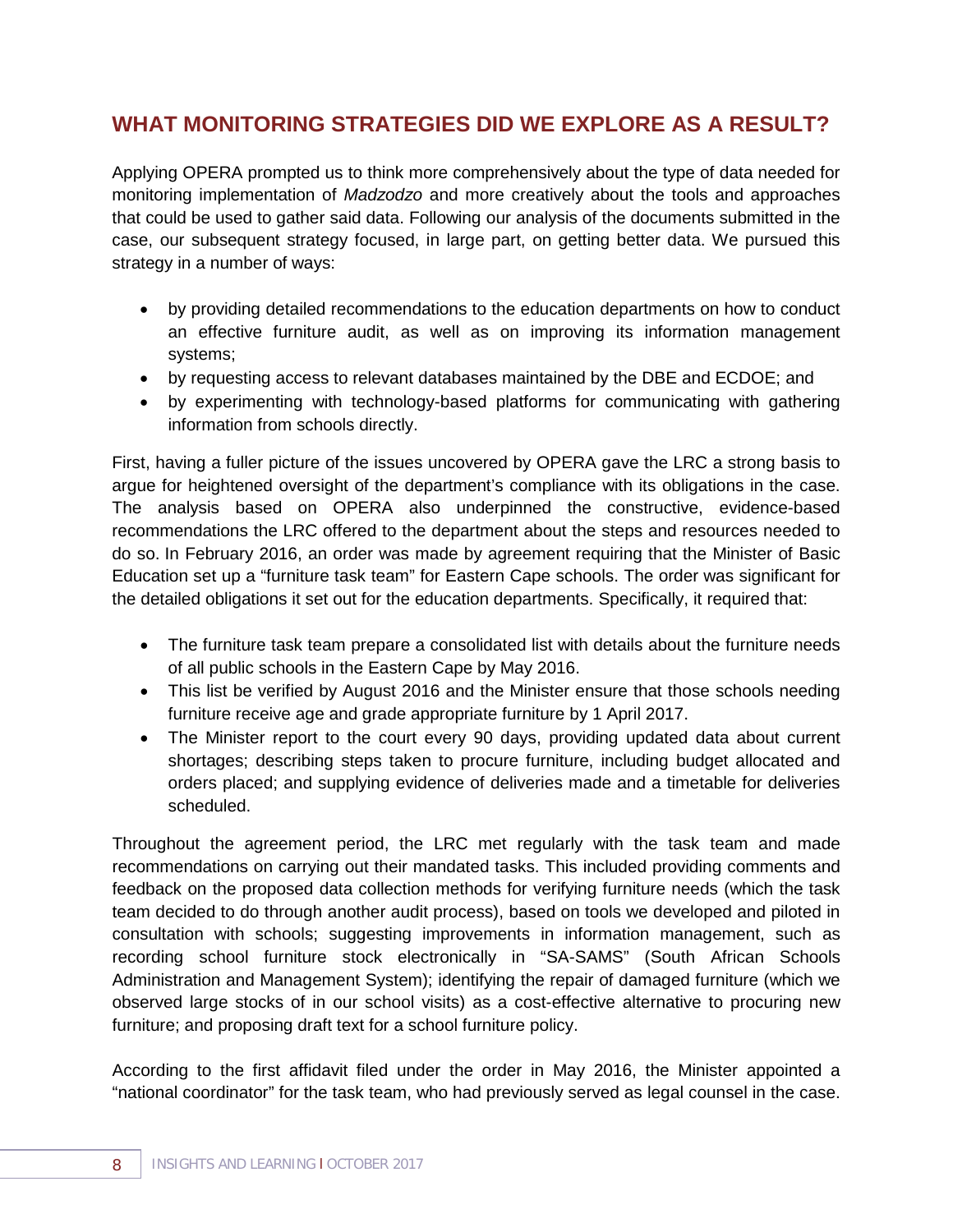## WHAT MONITORING STRATEGIES DID WE EXPLORE AS A RESULT?

Applying OPERA prompted us to think more comprehensively about the type of data needed for monitoring implementation of *Madzodzo* and more creatively about the tools and approaches that could be used to gather said data. Following our analysis of the documents submitted in the case, our subsequent strategy focused, in large part, on getting better data. We pursued this strategy in a number of ways:

- by providing detailed recommendations to the education departments on how to conduct an effective furniture audit, as well as on improving its information management systems;
- by requesting access to relevant databases maintained by the DBE and ECDOE; and
- by experimenting with technology-based platforms for communicating with gathering information from schools directly.

First, having a fuller picture of the issues uncovered by OPERA gave the LRC a strong basis to argue for heightened oversight of the department's compliance with its obligations in the case. The analysis based on OPERA also underpinned the constructive, evidence-based recommendations the LRC offered to the department about the steps and resources needed to do so. In February 2016, an order was made by agreement requiring that the Minister of Basic Education set up a "furniture task team" for Eastern Cape schools. The order was significant for the detailed obligations it set out for the education departments. Specifically, it required that:

- The furniture task team prepare a consolidated list with details about the furniture needs of all public schools in the Eastern Cape by May 2016.
- This list be verified by August 2016 and the Minister ensure that those schools needing furniture receive age and grade appropriate furniture by 1 April 2017.
- The Minister report to the court every 90 days, providing updated data about current shortages; describing steps taken to procure furniture, including budget allocated and orders placed; and supplying evidence of deliveries made and a timetable for deliveries scheduled.

Throughout the agreement period, the LRC met regularly with the task team and made recommendations on carrying out their mandated tasks. This included providing comments and feedback on the proposed data collection methods for verifying furniture needs (which the task team decided to do through another audit process), based on tools we developed and piloted in consultation with schools; suggesting improvements in information management, such as recording school furniture stock electronically in "SA-SAMS" (South African Schools Administration and Management System); identifying the repair of damaged furniture (which we observed large stocks of in our school visits) as a cost-effective alternative to procuring new furniture; and proposing draft text for a school furniture policy.

According to the first affidavit filed under the order in May 2016, the Minister appointed a "national coordinator" for the task team, who had previously served as legal counsel in the case.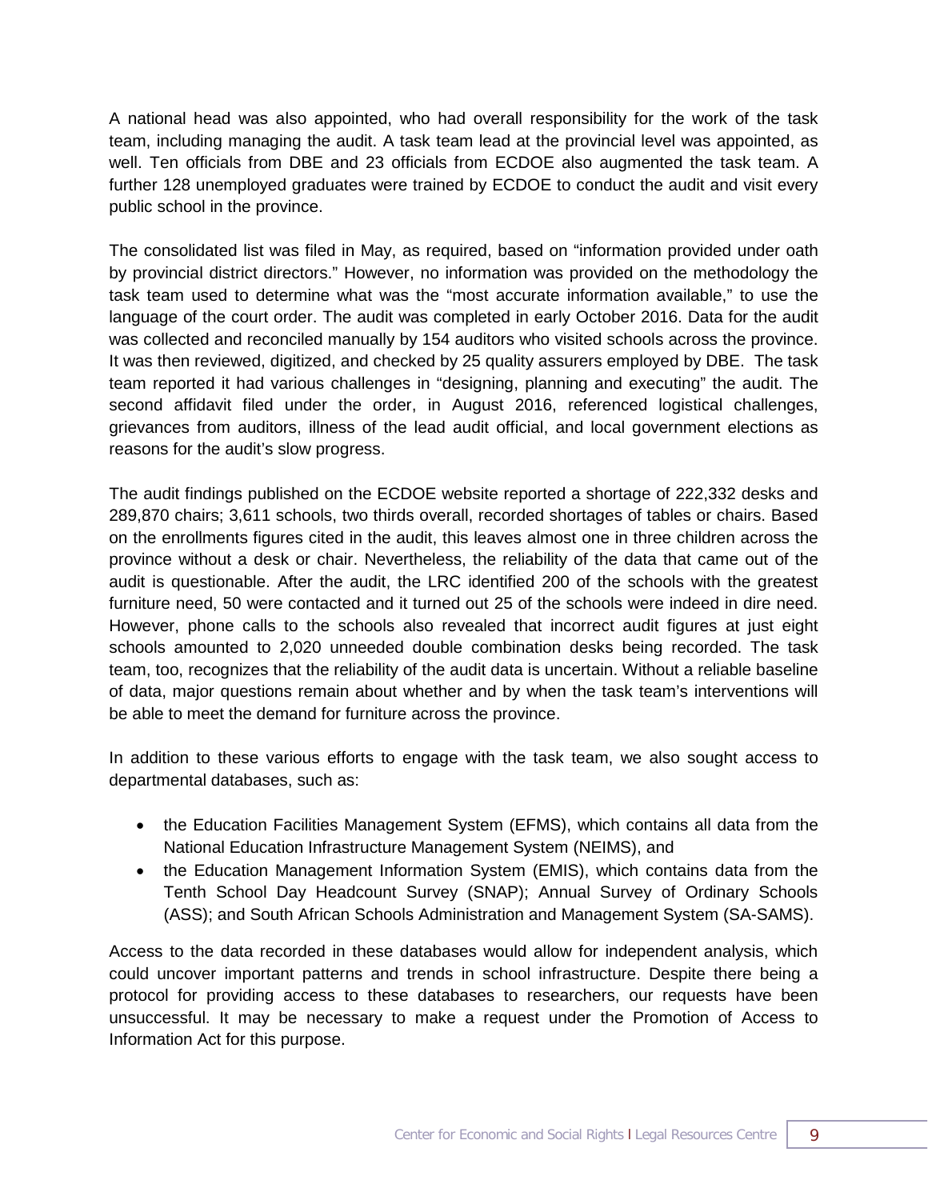A national head was also appointed, who had overall responsibility for the work of the task team, including managing the audit. A task team lead at the provincial level was appointed, as well. Ten officials from DBE and 23 officials from ECDOE also augmented the task team. A further 128 unemployed graduates were trained by ECDOE to conduct the audit and visit every public school in the province.

The consolidated list was filed in May, as required, based on "information provided under oath by provincial district directors." However, no information was provided on the methodology the task team used to determine what was the "most accurate information available," to use the language of the court order. The audit was completed in early October 2016. Data for the audit was collected and reconciled manually by 154 auditors who visited schools across the province. It was then reviewed, digitized, and checked by 25 quality assurers employed by DBE. The task team reported it had various challenges in "designing, planning and executing" the audit. The second affidavit filed under the order, in August 2016, referenced logistical challenges, grievances from auditors, illness of the lead audit official, and local government elections as reasons for the audit's slow progress.

The audit findings published on the ECDOE website reported a shortage of 222,332 desks and 289,870 chairs; 3,611 schools, two thirds overall, recorded shortages of tables or chairs. Based on the enrollments figures cited in the audit, this leaves almost one in three children across the province without a desk or chair. Nevertheless, the reliability of the data that came out of the audit is questionable. After the audit, the LRC identified 200 of the schools with the greatest furniture need, 50 were contacted and it turned out 25 of the schools were indeed in dire need. However, phone calls to the schools also revealed that incorrect audit figures at just eight schools amounted to 2,020 unneeded double combination desks being recorded. The task team, too, recognizes that the reliability of the audit data is uncertain. Without a reliable baseline of data, major questions remain about whether and by when the task team's interventions will be able to meet the demand for furniture across the province.

In addition to these various efforts to engage with the task team, we also sought access to departmental databases, such as:

- the Education Facilities Management System (EFMS), which contains all data from the National Education Infrastructure Management System (NEIMS), and
- the Education Management Information System (EMIS), which contains data from the Tenth School Day Headcount Survey (SNAP); Annual Survey of Ordinary Schools (ASS); and South African Schools Administration and Management System (SA-SAMS).

Access to the data recorded in these databases would allow for independent analysis, which could uncover important patterns and trends in school infrastructure. Despite there being a protocol for providing access to these databases to researchers, our requests have been unsuccessful. It may be necessary to make a request under the Promotion of Access to Information Act for this purpose.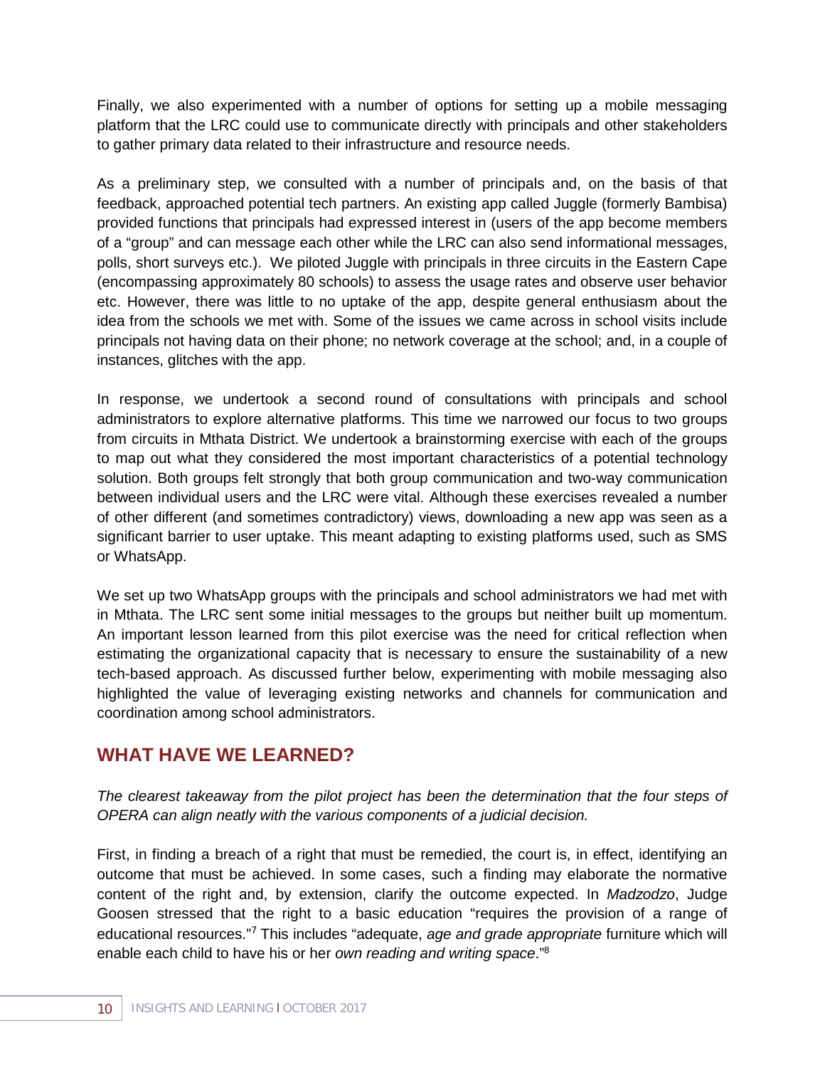Finally, we also experimented with a number of options for setting up a mobile messaging platform that the LRC could use to communicate directly with principals and other stakeholders to gather primary data related to their infrastructure and resource needs.

As a preliminary step, we consulted with a number of principals and, on the basis of that feedback, approached potential tech partners. An existing app called Juggle (formerly Bambisa) provided functions that principals had expressed interest in (users of the app become members of a "group" and can message each other while the LRC can also send informational messages, polls, short surveys etc.). We piloted Juggle with principals in three circuits in the Eastern Cape (encompassing approximately 80 schools) to assess the usage rates and observe user behavior etc. However, there was little to no uptake of the app, despite general enthusiasm about the idea from the schools we met with. Some of the issues we came across in school visits include principals not having data on their phone; no network coverage at the school; and, in a couple of instances, glitches with the app.

In response, we undertook a second round of consultations with principals and school administrators to explore alternative platforms. This time we narrowed our focus to two groups from circuits in Mthata District. We undertook a brainstorming exercise with each of the groups to map out what they considered the most important characteristics of a potential technology solution. Both groups felt strongly that both group communication and two-way communication between individual users and the LRC were vital. Although these exercises revealed a number of other different (and sometimes contradictory) views, downloading a new app was seen as a significant barrier to user uptake. This meant adapting to existing platforms used, such as SMS or WhatsApp.

We set up two WhatsApp groups with the principals and school administrators we had met with in Mthata. The LRC sent some initial messages to the groups but neither built up momentum. An important lesson learned from this pilot exercise was the need for critical reflection when estimating the organizational capacity that is necessary to ensure the sustainability of a new tech-based approach. As discussed further below, experimenting with mobile messaging also highlighted the value of leveraging existing networks and channels for communication and coordination among school administrators.

## WHAT HAVE WE LEARNED?

*The clearest takeaway from the pilot project has been the determination that the four steps of OPERA can align neatly with the various components of a judicial decision.*

First, in finding a breach of a right that must be remedied, the court is, in effect, identifying an outcome that must be achieved. In some cases, such a finding may elaborate the normative content of the right and, by extension, clarify the outcome expected. In *Madzodzo*, Judge Goosen stressed that the right to a basic education "requires the provision of a range of educational resources."[7] This includes "adequate, *age and grade appropriate* furniture which will enable each child to have his or her *own reading and writing space*."[8]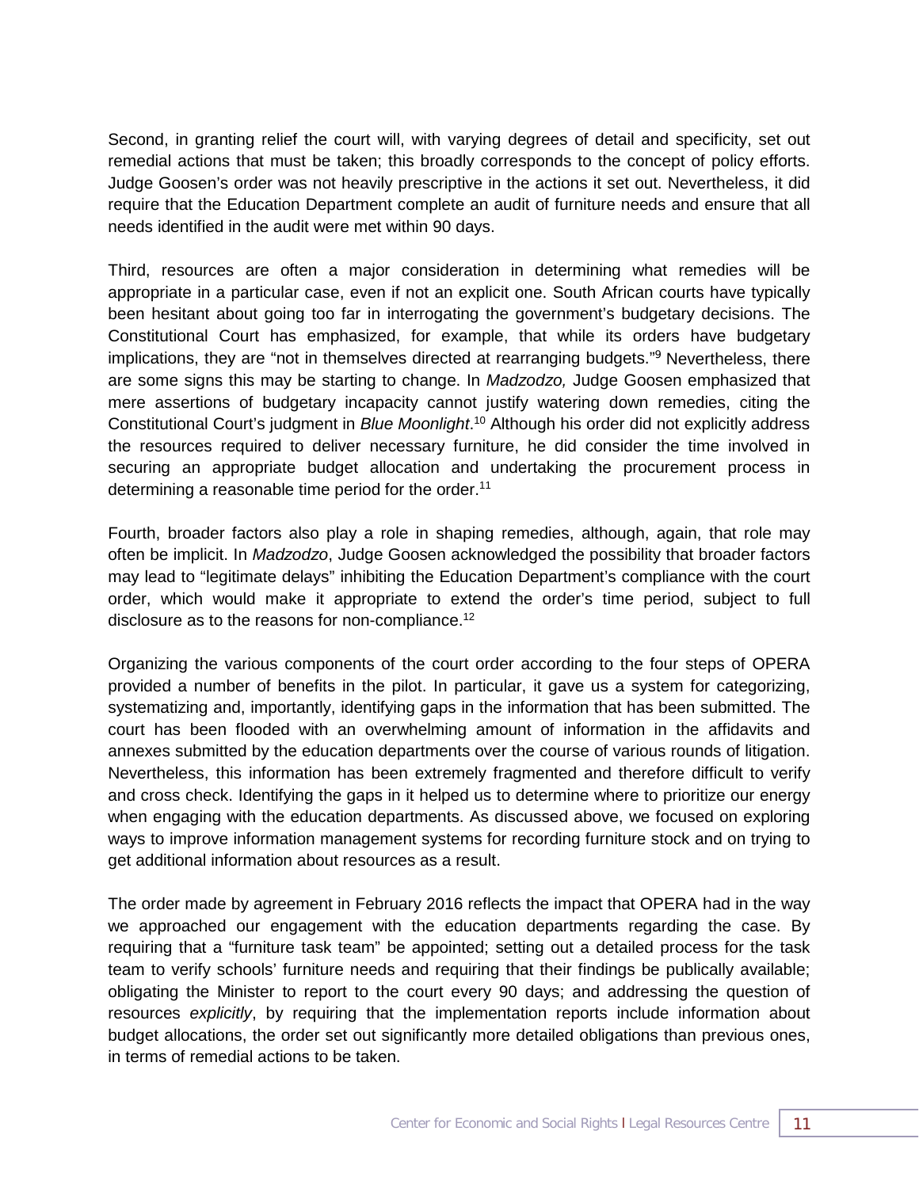Second, in granting relief the court will, with varying degrees of detail and specificity, set out remedial actions that must be taken; this broadly corresponds to the concept of policy efforts. Judge Goosen's order was not heavily prescriptive in the actions it set out. Nevertheless, it did require that the Education Department complete an audit of furniture needs and ensure that all needs identified in the audit were met within 90 days.

Third, resources are often a major consideration in determining what remedies will be appropriate in a particular case, even if not an explicit one. South African courts have typically been hesitant about going too far in interrogating the government's budgetary decisions. The Constitutional Court has emphasized, for example, that while its orders have budgetary implications, they are "not in themselves directed at rearranging budgets."[9] Nevertheless, there are some signs this may be starting to change. In *Madzodzo,* Judge Goosen emphasized that mere assertions of budgetary incapacity cannot justify watering down remedies, citing the Constitutional Court's judgment in *Blue Moonlight*.[10] Although his order did not explicitly address the resources required to deliver necessary furniture, he did consider the time involved in securing an appropriate budget allocation and undertaking the procurement process in determining a reasonable time period for the order.[11]

Fourth, broader factors also play a role in shaping remedies, although, again, that role may often be implicit. In *Madzodzo*, Judge Goosen acknowledged the possibility that broader factors may lead to "legitimate delays" inhibiting the Education Department's compliance with the court order, which would make it appropriate to extend the order's time period, subject to full disclosure as to the reasons for non-compliance.[12]

Organizing the various components of the court order according to the four steps of OPERA provided a number of benefits in the pilot. In particular, it gave us a system for categorizing, systematizing and, importantly, identifying gaps in the information that has been submitted. The court has been flooded with an overwhelming amount of information in the affidavits and annexes submitted by the education departments over the course of various rounds of litigation. Nevertheless, this information has been extremely fragmented and therefore difficult to verify and cross check. Identifying the gaps in it helped us to determine where to prioritize our energy when engaging with the education departments. As discussed above, we focused on exploring ways to improve information management systems for recording furniture stock and on trying to get additional information about resources as a result.

The order made by agreement in February 2016 reflects the impact that OPERA had in the way we approached our engagement with the education departments regarding the case. By requiring that a "furniture task team" be appointed; setting out a detailed process for the task team to verify schools' furniture needs and requiring that their findings be publically available; obligating the Minister to report to the court every 90 days; and addressing the question of resources *explicitly*, by requiring that the implementation reports include information about budget allocations, the order set out significantly more detailed obligations than previous ones, in terms of remedial actions to be taken.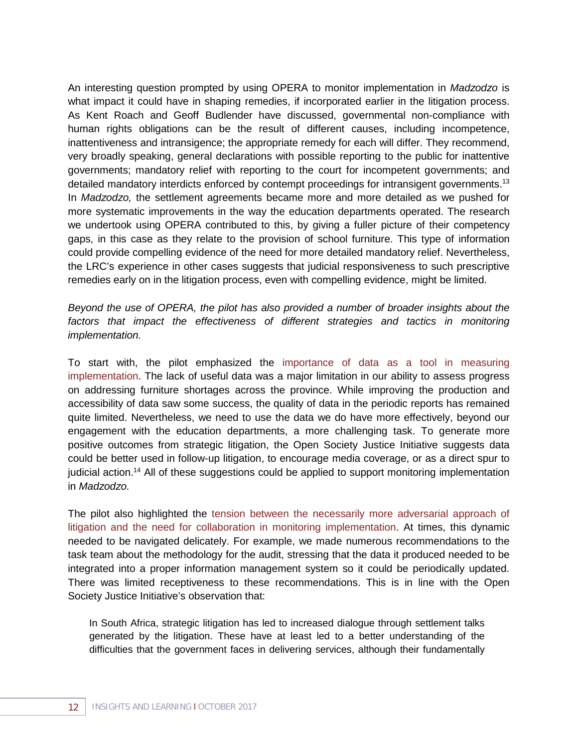An interesting question prompted by using OPERA to monitor implementation in *Madzodzo* is what impact it could have in shaping remedies, if incorporated earlier in the litigation process. As Kent Roach and Geoff Budlender have discussed, governmental non-compliance with human rights obligations can be the result of different causes, including incompetence, inattentiveness and intransigence; the appropriate remedy for each will differ. They recommend, very broadly speaking, general declarations with possible reporting to the public for inattentive governments; mandatory relief with reporting to the court for incompetent governments; and detailed mandatory interdicts enforced by contempt proceedings for intransigent governments.[13] In *Madzodzo,* the settlement agreements became more and more detailed as we pushed for more systematic improvements in the way the education departments operated. The research we undertook using OPERA contributed to this, by giving a fuller picture of their competency gaps, in this case as they relate to the provision of school furniture. This type of information could provide compelling evidence of the need for more detailed mandatory relief. Nevertheless, the LRC's experience in other cases suggests that judicial responsiveness to such prescriptive remedies early on in the litigation process, even with compelling evidence, might be limited.

*Beyond the use of OPERA, the pilot has also provided a number of broader insights about the factors that impact the effectiveness of different strategies and tactics in monitoring implementation.*

To start with, the pilot emphasized the importance of data as a tool in measuring implementation. The lack of useful data was a major limitation in our ability to assess progress on addressing furniture shortages across the province. While improving the production and accessibility of data saw some success, the quality of data in the periodic reports has remained quite limited. Nevertheless, we need to use the data we do have more effectively, beyond our engagement with the education departments, a more challenging task. To generate more positive outcomes from strategic litigation, the Open Society Justice Initiative suggests data could be better used in follow-up litigation, to encourage media coverage, or as a direct spur to judicial action.[14] All of these suggestions could be applied to support monitoring implementation in *Madzodzo.*

The pilot also highlighted the tension between the necessarily more adversarial approach of litigation and the need for collaboration in monitoring implementation. At times, this dynamic needed to be navigated delicately. For example, we made numerous recommendations to the task team about the methodology for the audit, stressing that the data it produced needed to be integrated into a proper information management system so it could be periodically updated. There was limited receptiveness to these recommendations. This is in line with the Open Society Justice Initiative's observation that:

> In South Africa, strategic litigation has led to increased dialogue through settlement talks generated by the litigation. These have at least led to a better understanding of the difficulties that the government faces in delivering services, although their fundamentally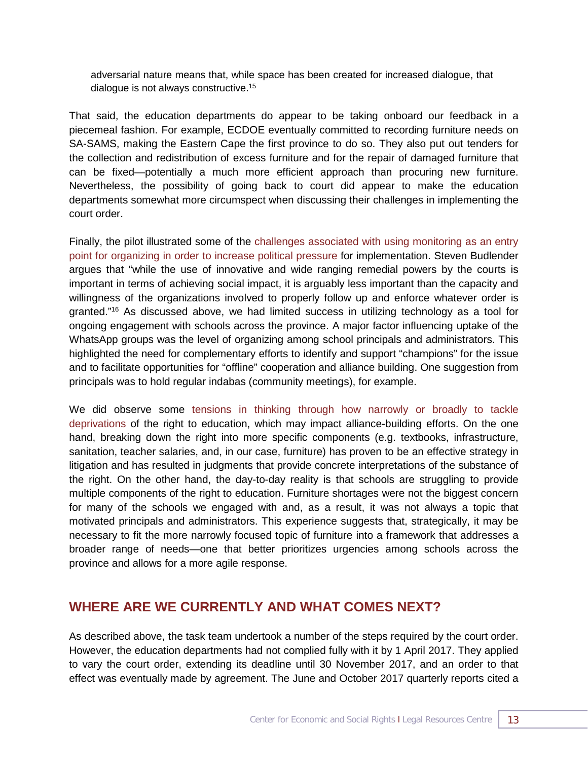adversarial nature means that, while space has been created for increased dialogue, that dialogue is not always constructive.[15]

That said, the education departments do appear to be taking onboard our feedback in a piecemeal fashion. For example, ECDOE eventually committed to recording furniture needs on SA-SAMS, making the Eastern Cape the first province to do so. They also put out tenders for the collection and redistribution of excess furniture and for the repair of damaged furniture that can be fixed—potentially a much more efficient approach than procuring new furniture. Nevertheless, the possibility of going back to court did appear to make the education departments somewhat more circumspect when discussing their challenges in implementing the court order.

Finally, the pilot illustrated some of the challenges associated with using monitoring as an entry point for organizing in order to increase political pressure for implementation. Steven Budlender argues that "while the use of innovative and wide ranging remedial powers by the courts is important in terms of achieving social impact, it is arguably less important than the capacity and willingness of the organizations involved to properly follow up and enforce whatever order is granted."[16] As discussed above, we had limited success in utilizing technology as a tool for ongoing engagement with schools across the province. A major factor influencing uptake of the WhatsApp groups was the level of organizing among school principals and administrators. This highlighted the need for complementary efforts to identify and support "champions" for the issue and to facilitate opportunities for "offline" cooperation and alliance building. One suggestion from principals was to hold regular indabas (community meetings), for example.

We did observe some tensions in thinking through how narrowly or broadly to tackle deprivations of the right to education, which may impact alliance-building efforts. On the one hand, breaking down the right into more specific components (e.g. textbooks, infrastructure, sanitation, teacher salaries, and, in our case, furniture) has proven to be an effective strategy in litigation and has resulted in judgments that provide concrete interpretations of the substance of the right. On the other hand, the day-to-day reality is that schools are struggling to provide multiple components of the right to education. Furniture shortages were not the biggest concern for many of the schools we engaged with and, as a result, it was not always a topic that motivated principals and administrators. This experience suggests that, strategically, it may be necessary to fit the more narrowly focused topic of furniture into a framework that addresses a broader range of needs—one that better prioritizes urgencies among schools across the province and allows for a more agile response.

## WHERE ARE WE CURRENTLY AND WHAT COMES NEXT?

As described above, the task team undertook a number of the steps required by the court order. However, the education departments had not complied fully with it by 1 April 2017. They applied to vary the court order, extending its deadline until 30 November 2017, and an order to that effect was eventually made by agreement. The June and October 2017 quarterly reports cited a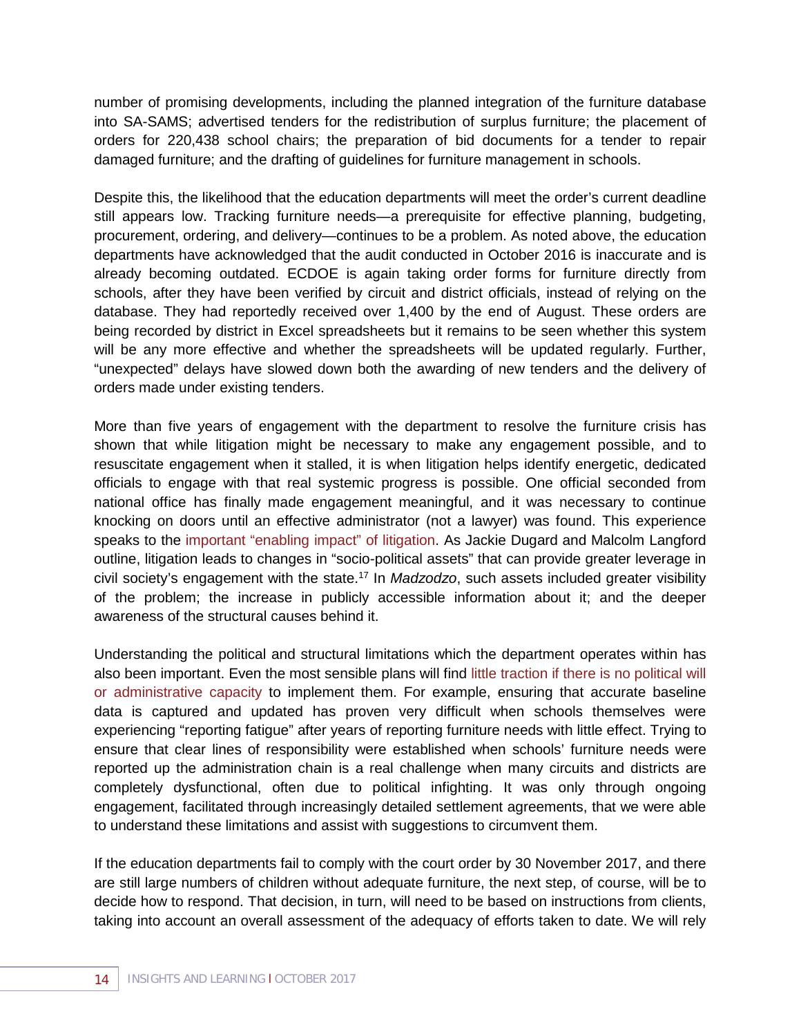number of promising developments, including the planned integration of the furniture database into SA-SAMS; advertised tenders for the redistribution of surplus furniture; the placement of orders for 220,438 school chairs; the preparation of bid documents for a tender to repair damaged furniture; and the drafting of guidelines for furniture management in schools.

Despite this, the likelihood that the education departments will meet the order's current deadline still appears low. Tracking furniture needs—a prerequisite for effective planning, budgeting, procurement, ordering, and delivery—continues to be a problem. As noted above, the education departments have acknowledged that the audit conducted in October 2016 is inaccurate and is already becoming outdated. ECDOE is again taking order forms for furniture directly from schools, after they have been verified by circuit and district officials, instead of relying on the database. They had reportedly received over 1,400 by the end of August. These orders are being recorded by district in Excel spreadsheets but it remains to be seen whether this system will be any more effective and whether the spreadsheets will be updated regularly. Further, "unexpected" delays have slowed down both the awarding of new tenders and the delivery of orders made under existing tenders.

More than five years of engagement with the department to resolve the furniture crisis has shown that while litigation might be necessary to make any engagement possible, and to resuscitate engagement when it stalled, it is when litigation helps identify energetic, dedicated officials to engage with that real systemic progress is possible. One official seconded from national office has finally made engagement meaningful, and it was necessary to continue knocking on doors until an effective administrator (not a lawyer) was found. This experience speaks to the important "enabling impact" of litigation. As Jackie Dugard and Malcolm Langford outline, litigation leads to changes in "socio-political assets" that can provide greater leverage in civil society's engagement with the state.[17] In *Madzodzo*, such assets included greater visibility of the problem; the increase in publicly accessible information about it; and the deeper awareness of the structural causes behind it.

Understanding the political and structural limitations which the department operates within has also been important. Even the most sensible plans will find little traction if there is no political will or administrative capacity to implement them. For example, ensuring that accurate baseline data is captured and updated has proven very difficult when schools themselves were experiencing "reporting fatigue" after years of reporting furniture needs with little effect. Trying to ensure that clear lines of responsibility were established when schools' furniture needs were reported up the administration chain is a real challenge when many circuits and districts are completely dysfunctional, often due to political infighting. It was only through ongoing engagement, facilitated through increasingly detailed settlement agreements, that we were able to understand these limitations and assist with suggestions to circumvent them.

If the education departments fail to comply with the court order by 30 November 2017, and there are still large numbers of children without adequate furniture, the next step, of course, will be to decide how to respond. That decision, in turn, will need to be based on instructions from clients, taking into account an overall assessment of the adequacy of efforts taken to date. We will rely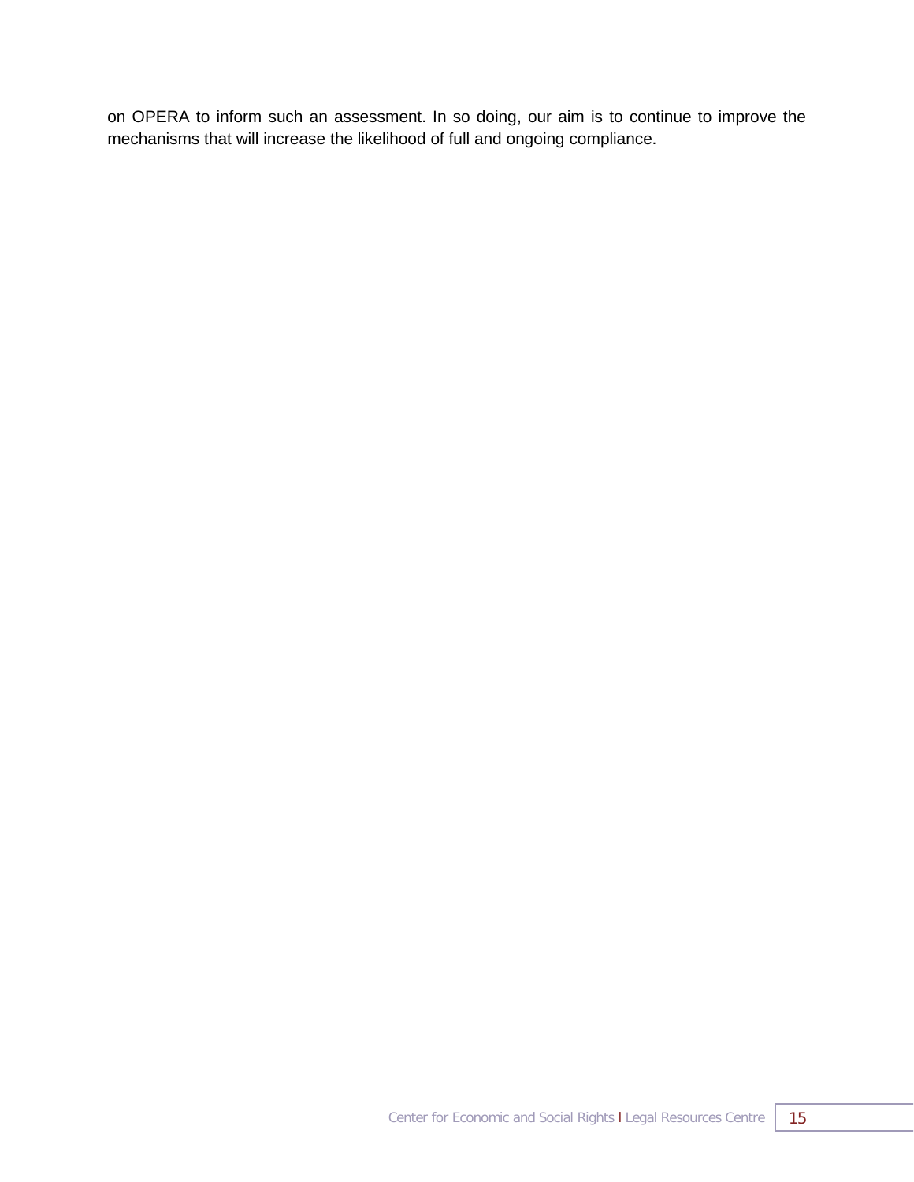on OPERA to inform such an assessment. In so doing, our aim is to continue to improve the mechanisms that will increase the likelihood of full and ongoing compliance.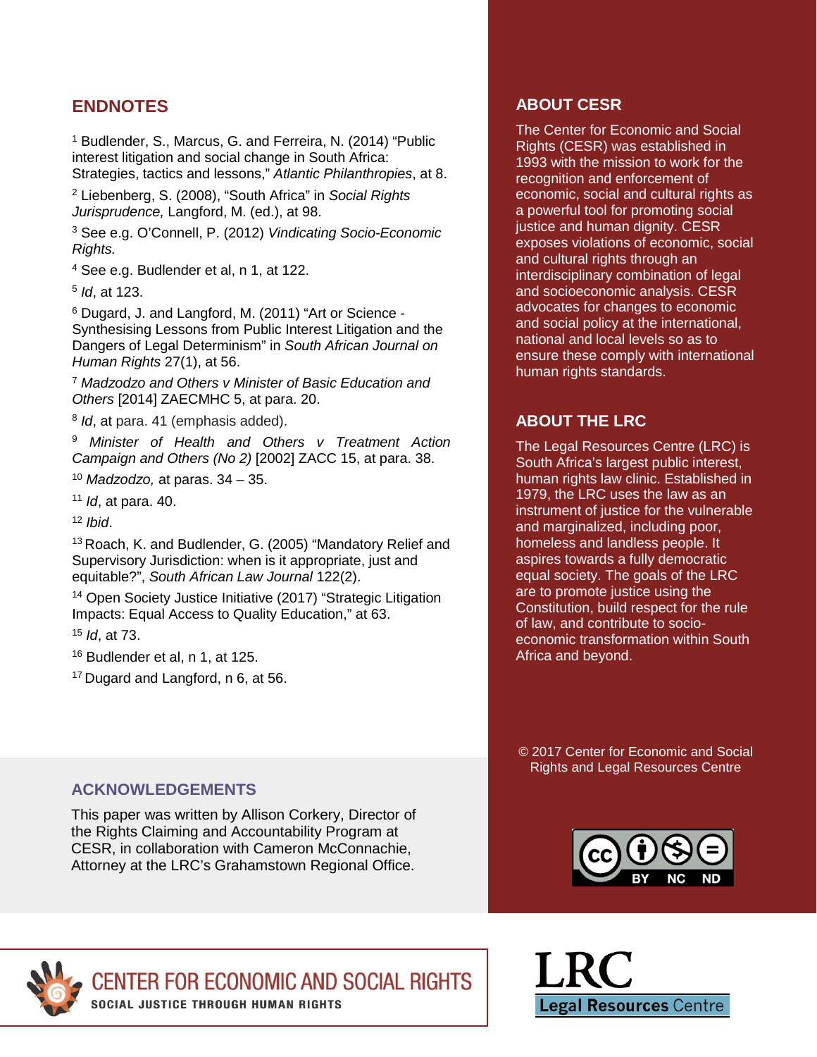## ENDNOTES

[1] Budlender, S., Marcus, G. and Ferreira, N. (2014) "Public interest litigation and social change in South Africa: Strategies, tactics and lessons," *Atlantic Philanthropies*, at 8.

[2] Liebenberg, S. (2008), "South Africa" in *Social Rights Jurisprudence,* Langford, M. (ed.), at 98.

[3] See e.g. O'Connell, P. (2012) *Vindicating Socio-Economic Rights.*

[4] See e.g. Budlender et al, n 1, at 122.

[5] *Id*, at 123.

[6] Dugard, J. and Langford, M. (2011) "Art or Science - Synthesising Lessons from Public Interest Litigation and the Dangers of Legal Determinism" in *South African Journal on Human Rights* 27(1), at 56.

[7] *Madzodzo and Others v Minister of Basic Education and Others* [2014] ZAECMHC 5, at para. 20.

[8] *Id*, at para. 41 (emphasis added).

[9] *Minister of Health and Others v Treatment Action Campaign and Others (No 2)* [2002] ZACC 15, at para. 38.

[10] *Madzodzo,* at paras. 34 – 35.

[11] *Id*, at para. 40.

[12] *Ibid*.

[13] Roach, K. and Budlender, G. (2005) "Mandatory Relief and Supervisory Jurisdiction: when is it appropriate, just and equitable?", *South African Law Journal* 122(2).

[14] Open Society Justice Initiative (2017) "Strategic Litigation Impacts: Equal Access to Quality Education," at 63.

[15] *Id*, at 73.

[16] Budlender et al, n 1, at 125.

[17] Dugard and Langford, n 6, at 56.

## ACKNOWLEDGEMENTS

This paper was written by Allison Corkery, Director of the Rights Claiming and Accountability Program at CESR, in collaboration with Cameron McConnachie, Attorney at the LRC's Grahamstown Regional Office.

## ABOUT CESR

The Center for Economic and Social Rights (CESR) was established in 1993 with the mission to work for the recognition and enforcement of economic, social and cultural rights as a powerful tool for promoting social justice and human dignity. CESR exposes violations of economic, social and cultural rights through an interdisciplinary combination of legal and socioeconomic analysis. CESR advocates for changes to economic and social policy at the international, national and local levels so as to ensure these comply with international human rights standards.

## ABOUT THE LRC

The Legal Resources Centre (LRC) is South Africa's largest public interest, human rights law clinic. Established in 1979, the LRC uses the law as an instrument of justice for the vulnerable and marginalized, including poor, homeless and landless people. It aspires towards a fully democratic equal society. The goals of the LRC are to promote justice using the Constitution, build respect for the rule of law, and contribute to socio-economic transformation within South Africa and beyond.

© 2017 Center for Economic and Social Rights and Legal Resources Centre

CC BY NC ND

CENTER FOR ECONOMIC AND SOCIAL RIGHTS
SOCIAL JUSTICE THROUGH HUMAN RIGHTS

LRC
Legal Resources Centre